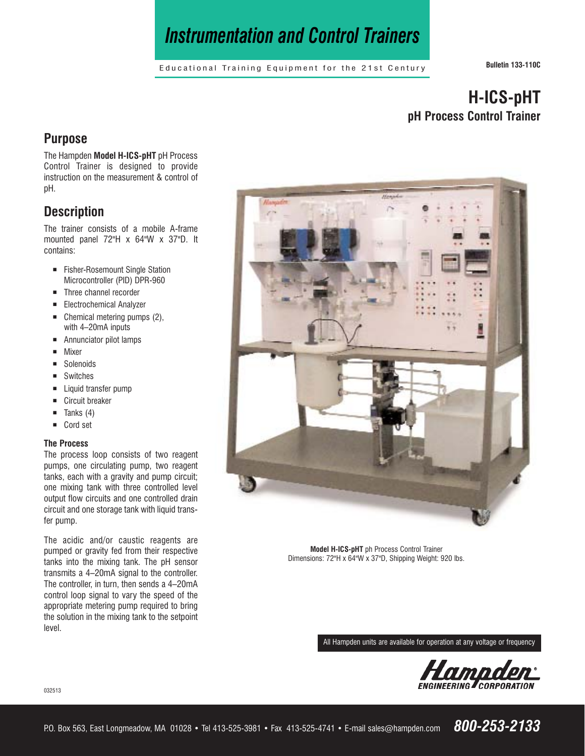# Instrumentation and Control Trainers

Educational Training Equipment for the 21st Century

Bulletin 133-110C

## H-ICS-pHT
### pH Process Control Trainer

## Purpose

The Hampden **Model H-ICS-pHT** pH Process Control Trainer is designed to provide instruction on the measurement & control of pH.

## Description

The trainer consists of a mobile A-frame mounted panel 72"H x 64"W x 37"D. It contains:

- Fisher-Rosemount Single Station Microcontroller (PID) DPR-960
- Three channel recorder
- Electrochemical Analyzer
- Chemical metering pumps (2), with 4–20mA inputs
- Annunciator pilot lamps
- Mixer
- Solenoids
- Switches
- Liquid transfer pump
- Circuit breaker
- Tanks (4)
- Cord set

#### The Process

The process loop consists of two reagent pumps, one circulating pump, two reagent tanks, each with a gravity and pump circuit; one mixing tank with three controlled level output flow circuits and one controlled drain circuit and one storage tank with liquid transfer pump.

The acidic and/or caustic reagents are pumped or gravity fed from their respective tanks into the mixing tank. The pH sensor transmits a 4–20mA signal to the controller. The controller, in turn, then sends a 4–20mA control loop signal to vary the speed of the appropriate metering pump required to bring the solution in the mixing tank to the setpoint level.

**Model H-ICS-pHT** ph Process Control Trainer
Dimensions: 72"H x 64"W x 37"D, Shipping Weight: 920 lbs.

All Hampden units are available for operation at any voltage or frequency

Hampden ENGINEERING CORPORATION

032513

P.O. Box 563, East Longmeadow, MA 01028 • Tel 413-525-3981 • Fax 413-525-4741 • E-mail sales@hampden.com **800-253-2133**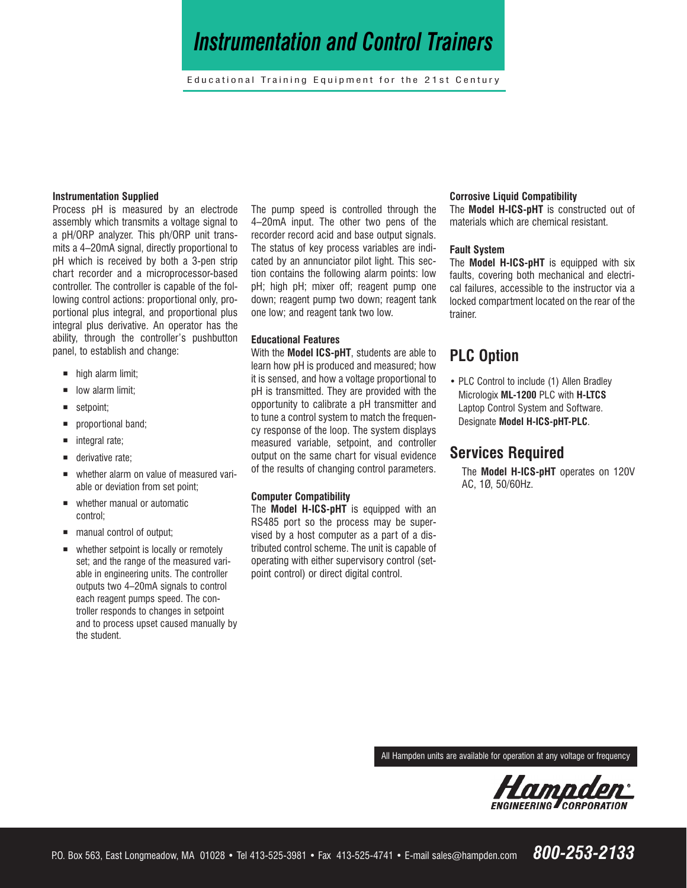# Instrumentation and Control Trainers

Educational Training Equipment for the 21st Century

**Instrumentation Supplied**

Process pH is measured by an electrode assembly which transmits a voltage signal to a pH/ORP analyzer. This ph/ORP unit transmits a 4–20mA signal, directly proportional to pH which is received by both a 3-pen strip chart recorder and a microprocessor-based controller. The controller is capable of the following control actions: proportional only, proportional plus integral, and proportional plus integral plus derivative. An operator has the ability, through the controller's pushbutton panel, to establish and change:

- high alarm limit;
- low alarm limit;
- setpoint;
- proportional band;
- integral rate;
- derivative rate;
- whether alarm on value of measured variable or deviation from set point;
- whether manual or automatic control;
- manual control of output;
- whether setpoint is locally or remotely set; and the range of the measured variable in engineering units. The controller outputs two 4–20mA signals to control each reagent pumps speed. The controller responds to changes in setpoint and to process upset caused manually by the student.

The pump speed is controlled through the 4–20mA input. The other two pens of the recorder record acid and base output signals. The status of key process variables are indicated by an annunciator pilot light. This section contains the following alarm points: low pH; high pH; mixer off; reagent pump one down; reagent pump two down; reagent tank one low; and reagent tank two low.

**Educational Features**

With the **Model ICS-pHT**, students are able to learn how pH is produced and measured; how it is sensed, and how a voltage proportional to pH is transmitted. They are provided with the opportunity to calibrate a pH transmitter and to tune a control system to match the frequency response of the loop. The system displays measured variable, setpoint, and controller output on the same chart for visual evidence of the results of changing control parameters.

**Computer Compatibility**

The **Model H-ICS-pHT** is equipped with an RS485 port so the process may be supervised by a host computer as a part of a distributed control scheme. The unit is capable of operating with either supervisory control (setpoint control) or direct digital control.

**Corrosive Liquid Compatibility**

The **Model H-ICS-pHT** is constructed out of materials which are chemical resistant.

**Fault System**

The **Model H-ICS-pHT** is equipped with six faults, covering both mechanical and electrical failures, accessible to the instructor via a locked compartment located on the rear of the trainer.

## PLC Option

- PLC Control to include (1) Allen Bradley Micrologix **ML-1200** PLC with **H-LTCS** Laptop Control System and Software. Designate **Model H-ICS-pHT-PLC**.

## Services Required

The **Model H-ICS-pHT** operates on 120V AC, 1Ø, 50/60Hz.

All Hampden units are available for operation at any voltage or frequency

Hampden ENGINEERING CORPORATION

P.O. Box 563, East Longmeadow, MA 01028 • Tel 413-525-3981 • Fax 413-525-4741 • E-mail sales@hampden.com **800-253-2133**